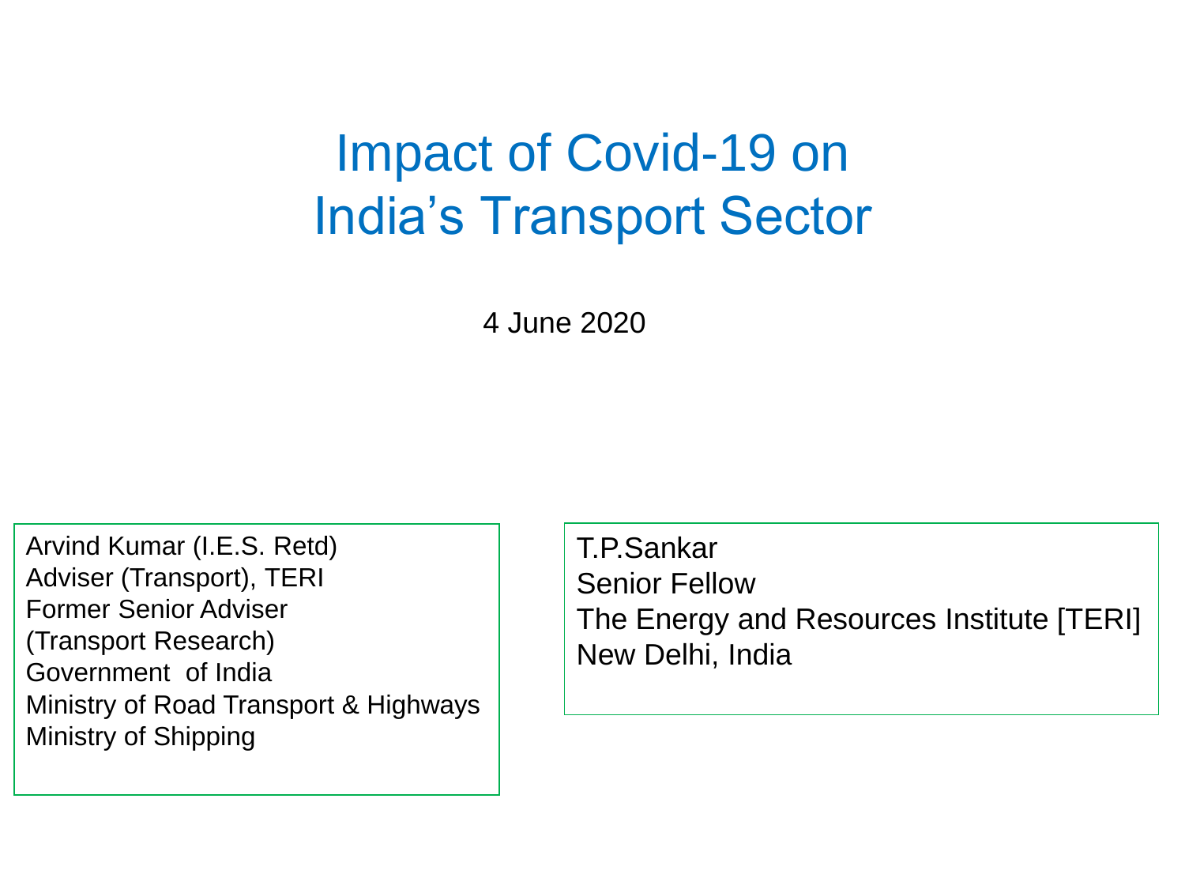# Impact of Covid-19 on India's Transport Sector

4 June 2020

Arvind Kumar (I.E.S. Retd)
Adviser (Transport), TERI
Former Senior Adviser
(Transport Research)
Government of India
Ministry of Road Transport & Highways
Ministry of Shipping

T.P.Sankar
Senior Fellow
The Energy and Resources Institute [TERI]
New Delhi, India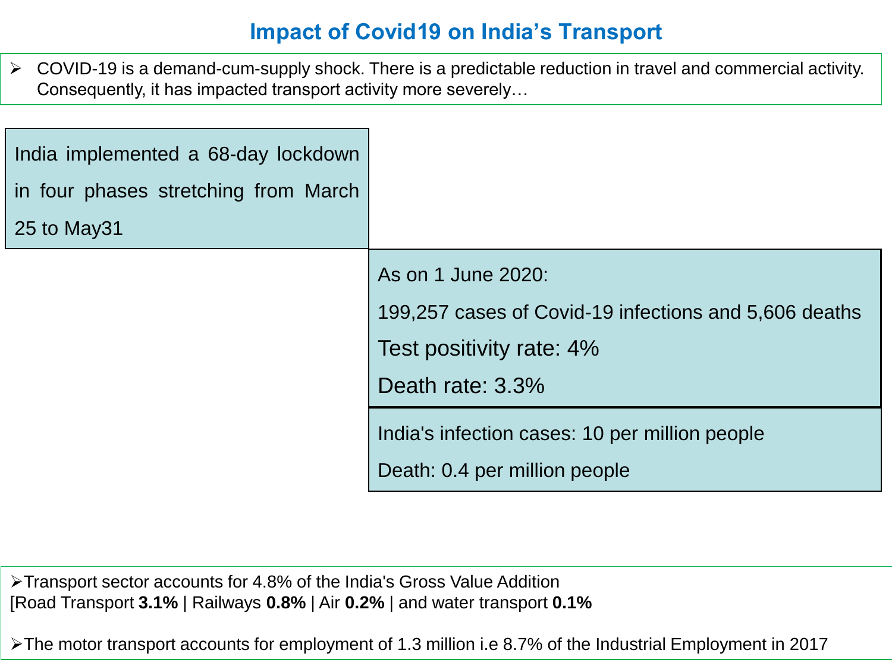# Impact of Covid19 on India's Transport

- COVID-19 is a demand-cum-supply shock. There is a predictable reduction in travel and commercial activity. Consequently, it has impacted transport activity more severely…

India implemented a 68-day lockdown in four phases stretching from March 25 to May31

As on 1 June 2020:

199,257 cases of Covid-19 infections and 5,606 deaths

Test positivity rate: 4%

Death rate: 3.3%

India's infection cases: 10 per million people

Death: 0.4 per million people

- Transport sector accounts for 4.8% of the India's Gross Value Addition
  [Road Transport **3.1%** | Railways **0.8%** | Air **0.2%** | and water transport **0.1%**

- The motor transport accounts for employment of 1.3 million i.e 8.7% of the Industrial Employment in 2017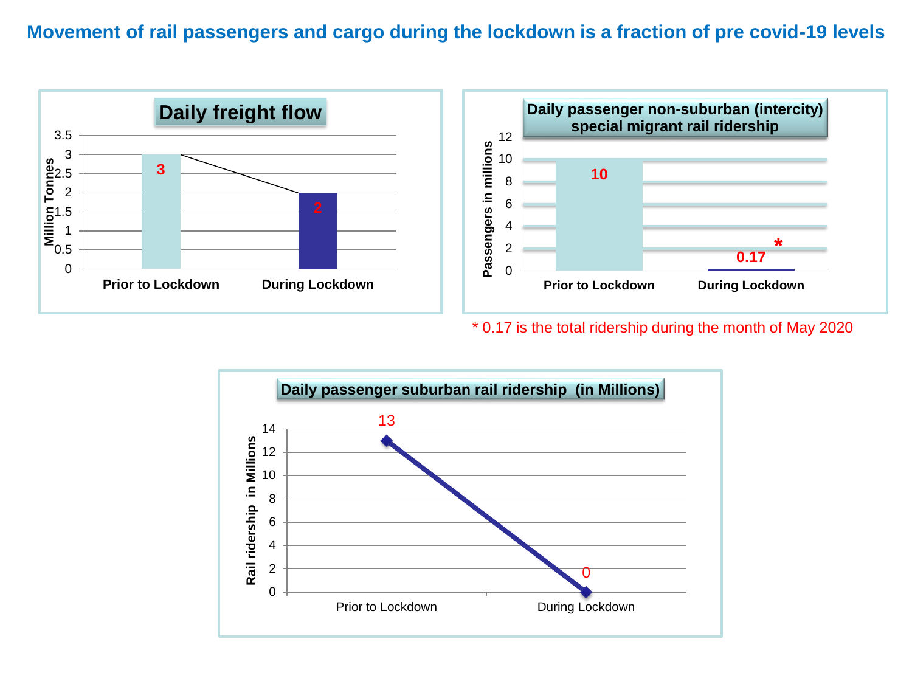# Movement of rail passengers and cargo during the lockdown is a fraction of pre covid-19 levels

**Daily freight flow**

Million Tonnes

| | Prior to Lockdown | During Lockdown |
|---|---|---|
| Daily freight flow (Million Tonnes) | 3 | 2 |

**Daily passenger non-suburban (intercity) special migrant rail ridership**

Passengers in millions

| | Prior to Lockdown | During Lockdown |
|---|---|---|
| Passengers in millions | 10 | 0.17* |

* 0.17 is the total ridership during the month of May 2020

**Daily passenger suburban rail ridership (in Millions)**

Rail ridership in Millions

| | Prior to Lockdown | During Lockdown |
|---|---|---|
| Rail ridership in Millions | 13 | 0 |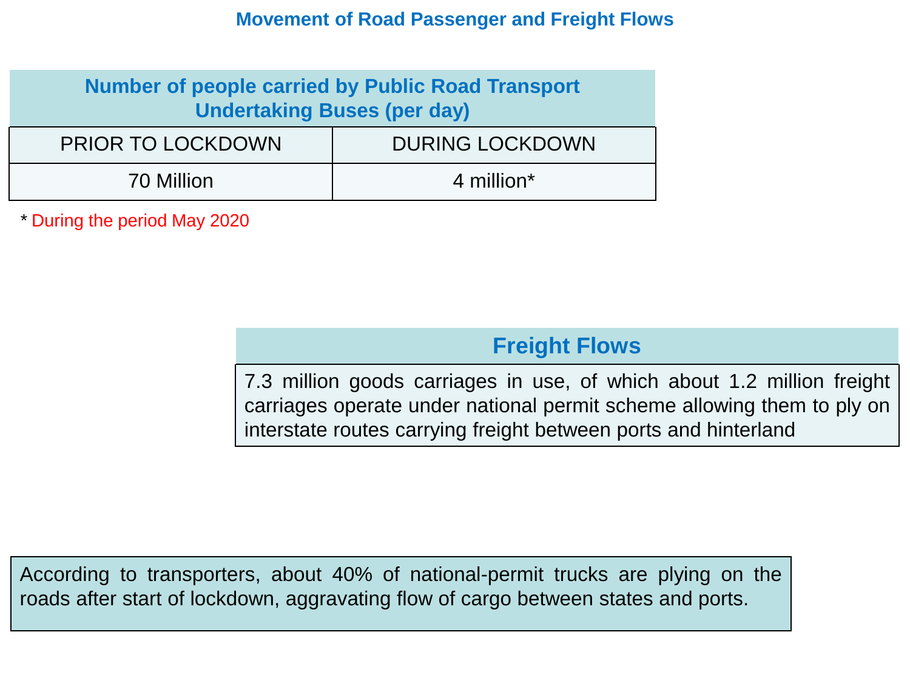# Movement of Road Passenger and Freight Flows

| Number of people carried by Public Road Transport Undertaking Buses (per day) | |
|---|---|
| PRIOR TO LOCKDOWN | DURING LOCKDOWN |
| 70 Million | 4 million* |

* During the period May 2020

## Freight Flows

7.3 million goods carriages in use, of which about 1.2 million freight carriages operate under national permit scheme allowing them to ply on interstate routes carrying freight between ports and hinterland

According to transporters, about 40% of national-permit trucks are plying on the roads after start of lockdown, aggravating flow of cargo between states and ports.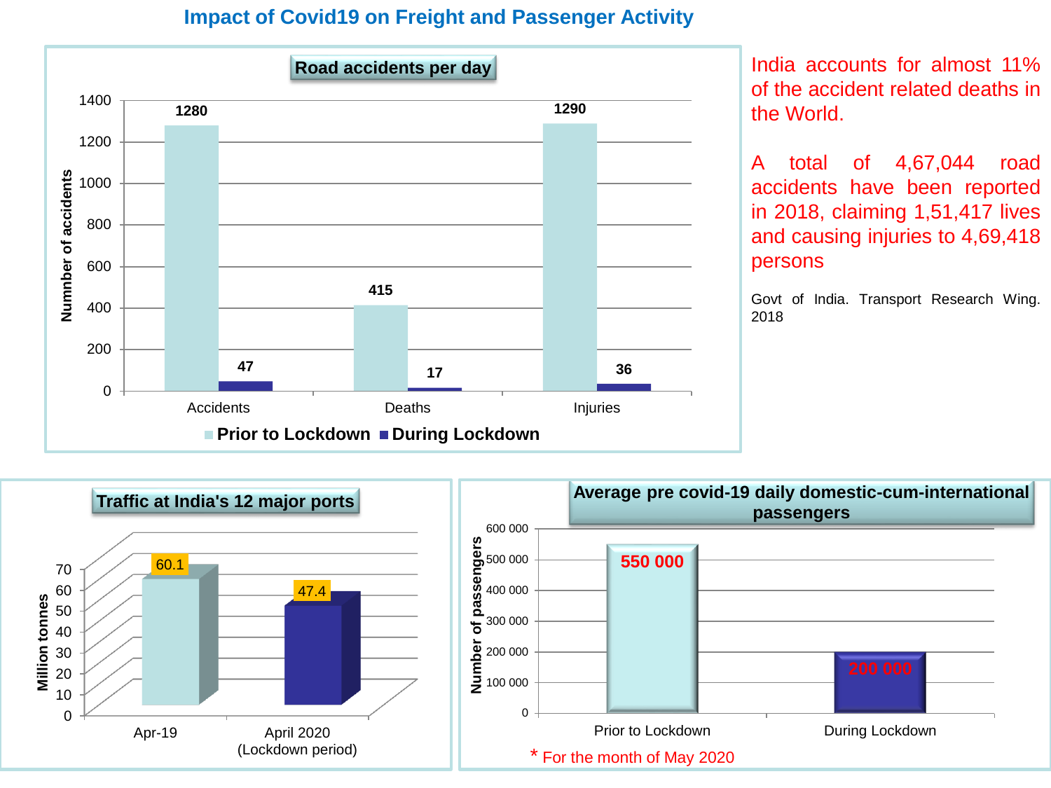# Impact of Covid19 on Freight and Passenger Activity

## Road accidents per day

| | Prior to Lockdown | During Lockdown |
|---|---|---|
| Accidents | 1280 | 47 |
| Deaths | 415 | 17 |
| Injuries | 1290 | 36 |

India accounts for almost 11% of the accident related deaths in the World.

A total of 4,67,044 road accidents have been reported in 2018, claiming 1,51,417 lives and causing injuries to 4,69,418 persons

Govt of India. Transport Research Wing. 2018

## Traffic at India's 12 major ports

| | Million tonnes |
|---|---|
| Apr-19 | 60.1 |
| April 2020 (Lockdown period) | 47.4 |

## Average pre covid-19 daily domestic-cum-international passengers

| | Number of passengers |
|---|---|
| Prior to Lockdown | 550 000 |
| During Lockdown | 200 000 |

* For the month of May 2020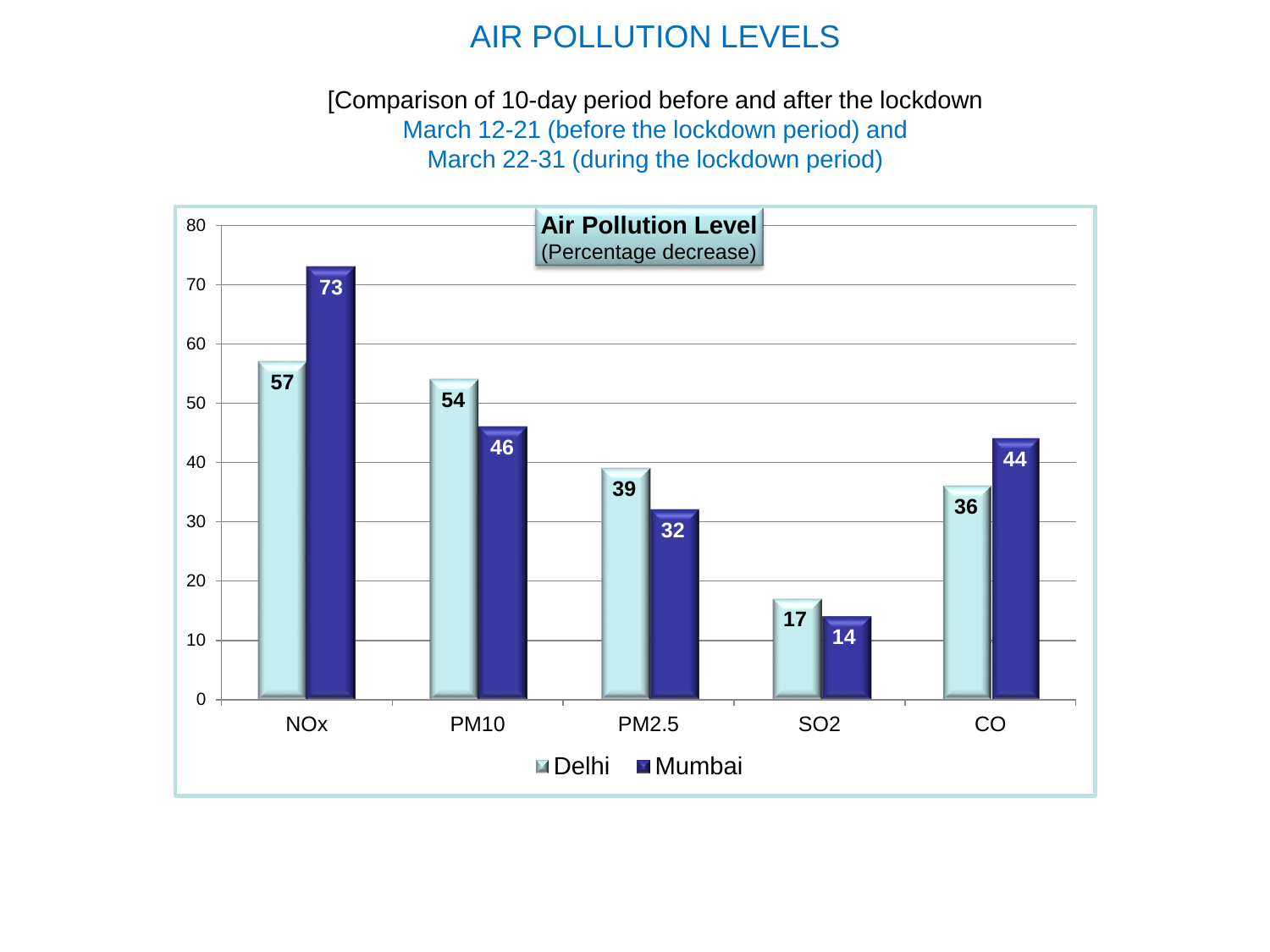# AIR POLLUTION LEVELS

[Comparison of 10-day period before and after the lockdown
March 12-21 (before the lockdown period) and
March 22-31 (during the lockdown period)

**Air Pollution Level**
(Percentage decrease)

| | Delhi | Mumbai |
|---|---|---|
| NOx | 57 | 73 |
| PM10 | 54 | 46 |
| PM2.5 | 39 | 32 |
| SO2 | 17 | 14 |
| CO | 36 | 44 |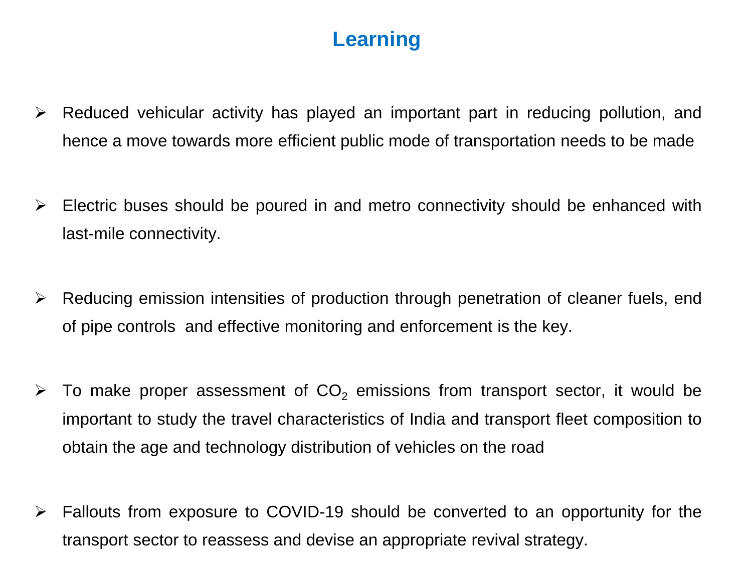# Learning

- Reduced vehicular activity has played an important part in reducing pollution, and hence a move towards more efficient public mode of transportation needs to be made

- Electric buses should be poured in and metro connectivity should be enhanced with last-mile connectivity.

- Reducing emission intensities of production through penetration of cleaner fuels, end of pipe controls and effective monitoring and enforcement is the key.

- To make proper assessment of $CO_2$ emissions from transport sector, it would be important to study the travel characteristics of India and transport fleet composition to obtain the age and technology distribution of vehicles on the road

- Fallouts from exposure to COVID-19 should be converted to an opportunity for the transport sector to reassess and devise an appropriate revival strategy.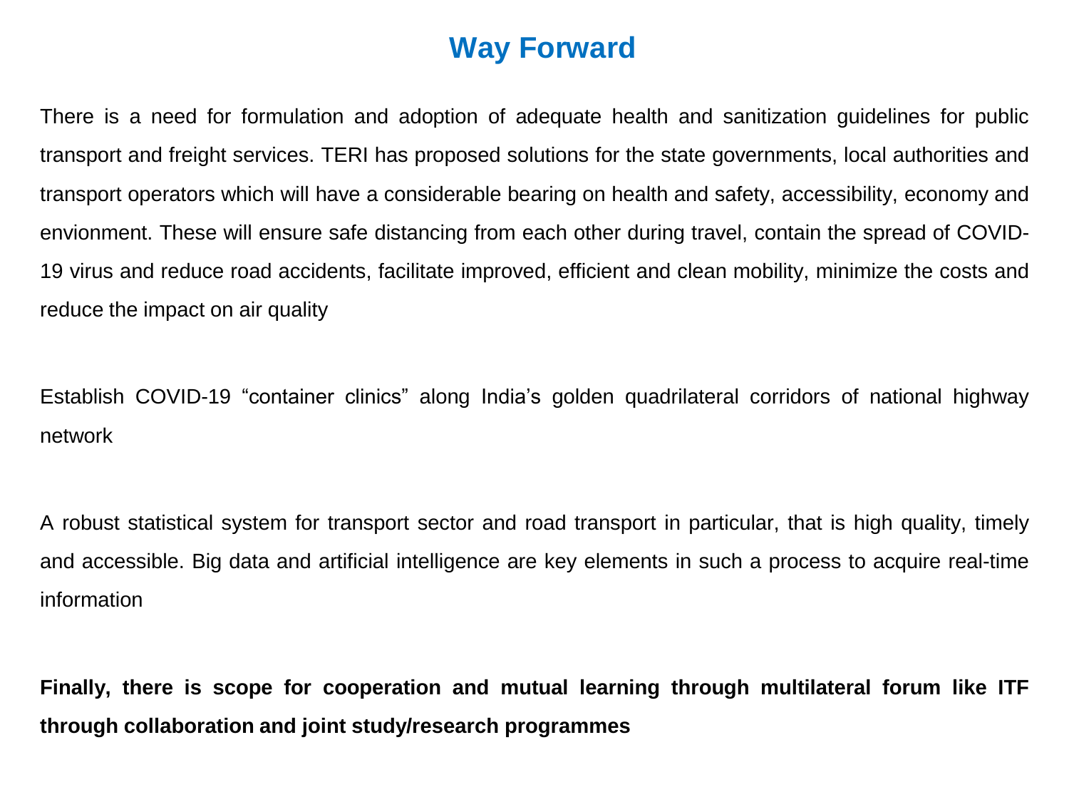# Way Forward

There is a need for formulation and adoption of adequate health and sanitization guidelines for public transport and freight services. TERI has proposed solutions for the state governments, local authorities and transport operators which will have a considerable bearing on health and safety, accessibility, economy and envionment. These will ensure safe distancing from each other during travel, contain the spread of COVID-19 virus and reduce road accidents, facilitate improved, efficient and clean mobility, minimize the costs and reduce the impact on air quality

Establish COVID-19 “container clinics” along India’s golden quadrilateral corridors of national highway network

A robust statistical system for transport sector and road transport in particular, that is high quality, timely and accessible. Big data and artificial intelligence are key elements in such a process to acquire real-time information

**Finally, there is scope for cooperation and mutual learning through multilateral forum like ITF through collaboration and joint study/research programmes**